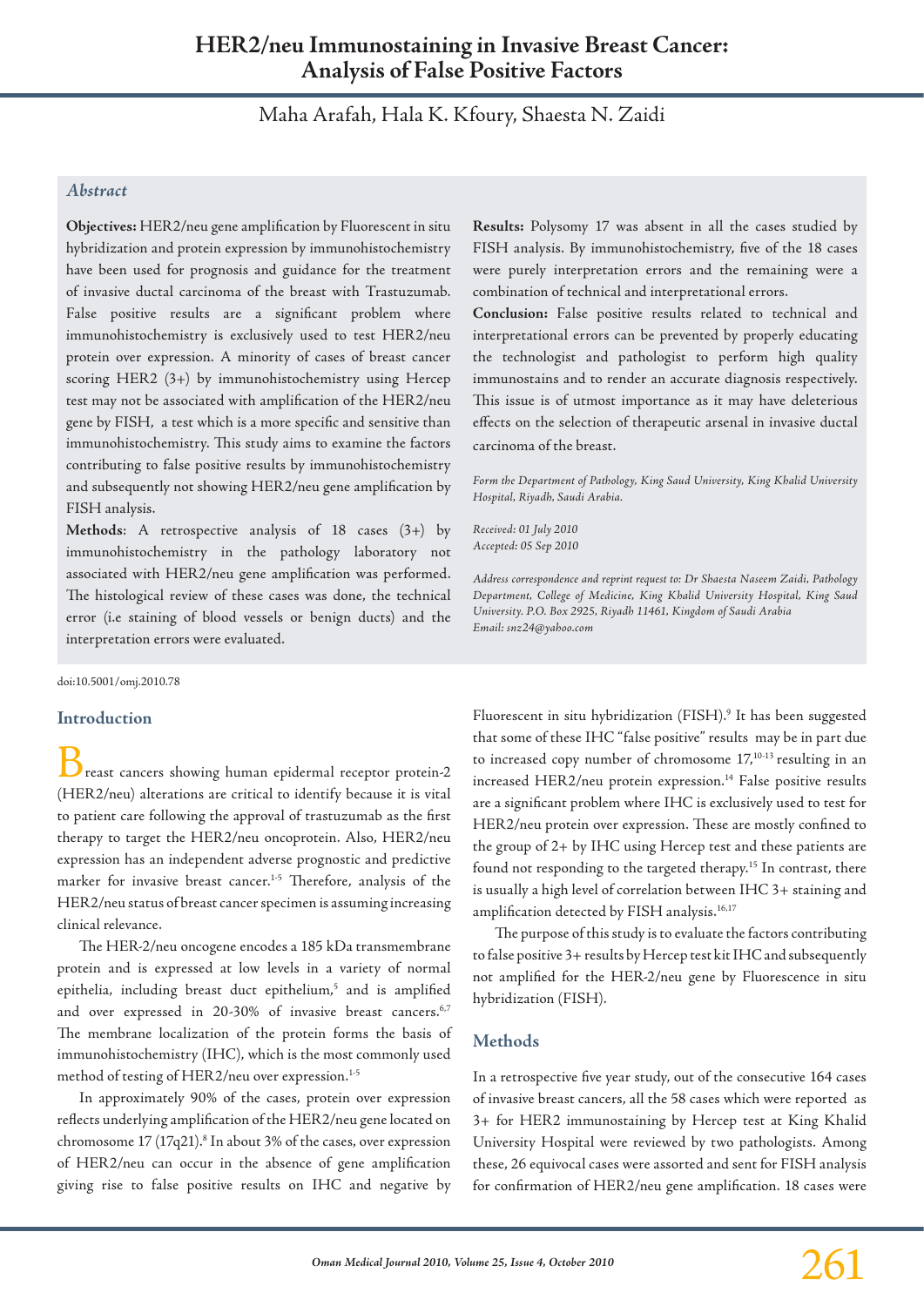# HER2/neu Immunostaining in Invasive Breast Cancer: Analysis of False Positive Factors

Maha Arafah, Hala K. Kfoury, Shaesta N. Zaidi

## *Abstract*

**Objectives:** HER2/neu gene amplification by Fluorescent in situ hybridization and protein expression by immunohistochemistry have been used for prognosis and guidance for the treatment of invasive ductal carcinoma of the breast with Trastuzumab. False positive results are a significant problem where immunohistochemistry is exclusively used to test HER2/neu protein over expression. A minority of cases of breast cancer scoring HER2 (3+) by immunohistochemistry using Hercep test may not be associated with amplification of the HER2/neu gene by FISH, a test which is a more specific and sensitive than immunohistochemistry. This study aims to examine the factors contributing to false positive results by immunohistochemistry and subsequently not showing HER2/neu gene amplification by FISH analysis.

**Methods**: A retrospective analysis of 18 cases (3+) by immunohistochemistry in the pathology laboratory not associated with HER2/neu gene amplification was performed. The histological review of these cases was done, the technical error (i.e staining of blood vessels or benign ducts) and the interpretation errors were evaluated.

**Results:** Polysomy 17 was absent in all the cases studied by FISH analysis. By immunohistochemistry, five of the 18 cases were purely interpretation errors and the remaining were a combination of technical and interpretational errors.

**Conclusion:** False positive results related to technical and interpretational errors can be prevented by properly educating the technologist and pathologist to perform high quality immunostains and to render an accurate diagnosis respectively. This issue is of utmost importance as it may have deleterious effects on the selection of therapeutic arsenal in invasive ductal carcinoma of the breast.

*Form the Department of Pathology, King Saud University, King Khalid University Hospital, Riyadh, Saudi Arabia.*

*Received: 01 July 2010*
*Accepted: 05 Sep 2010*

*Address correspondence and reprint request to: Dr Shaesta Naseem Zaidi, Pathology Department, College of Medicine, King Khalid University Hospital, King Saud University. P.O. Box 2925, Riyadh 11461, Kingdom of Saudi Arabia*
*Email: snz24@yahoo.com*

doi:10.5001/omj.2010.78

## Introduction

Breast cancers showing human epidermal receptor protein-2 (HER2/neu) alterations are critical to identify because it is vital to patient care following the approval of trastuzumab as the first therapy to target the HER2/neu oncoprotein. Also, HER2/neu expression has an independent adverse prognostic and predictive marker for invasive breast cancer.[1-5] Therefore, analysis of the HER2/neu status of breast cancer specimen is assuming increasing clinical relevance.

The HER-2/neu oncogene encodes a 185 kDa transmembrane protein and is expressed at low levels in a variety of normal epithelia, including breast duct epithelium,[5] and is amplified and over expressed in 20-30% of invasive breast cancers.[6,7] The membrane localization of the protein forms the basis of immunohistochemistry (IHC), which is the most commonly used method of testing of HER2/neu over expression.[1-5]

In approximately 90% of the cases, protein over expression reflects underlying amplification of the HER2/neu gene located on chromosome 17 (17q21).[8] In about 3% of the cases, over expression of HER2/neu can occur in the absence of gene amplification giving rise to false positive results on IHC and negative by Fluorescent in situ hybridization (FISH).[9] It has been suggested that some of these IHC "false positive" results may be in part due to increased copy number of chromosome 17,[10-13] resulting in an increased HER2/neu protein expression.[14] False positive results are a significant problem where IHC is exclusively used to test for HER2/neu protein over expression. These are mostly confined to the group of 2+ by IHC using Hercep test and these patients are found not responding to the targeted therapy.[15] In contrast, there is usually a high level of correlation between IHC 3+ staining and amplification detected by FISH analysis.[16,17]

The purpose of this study is to evaluate the factors contributing to false positive 3+ results by Hercep test kit IHC and subsequently not amplified for the HER-2/neu gene by Fluorescence in situ hybridization (FISH).

## Methods

In a retrospective five year study, out of the consecutive 164 cases of invasive breast cancers, all the 58 cases which were reported as 3+ for HER2 immunostaining by Hercep test at King Khalid University Hospital were reviewed by two pathologists. Among these, 26 equivocal cases were assorted and sent for FISH analysis for confirmation of HER2/neu gene amplification. 18 cases were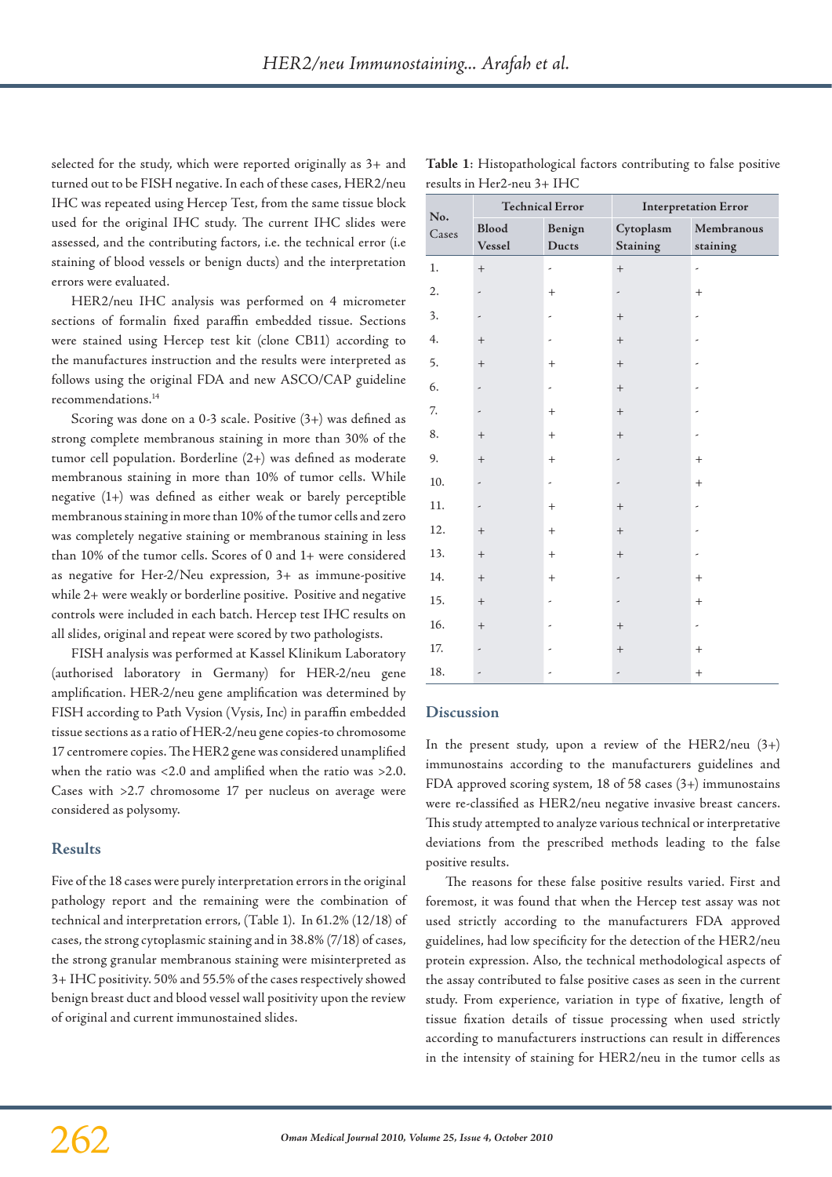selected for the study, which were reported originally as 3+ and turned out to be FISH negative. In each of these cases, HER2/neu IHC was repeated using Hercep Test, from the same tissue block used for the original IHC study. The current IHC slides were assessed, and the contributing factors, i.e. the technical error (i.e staining of blood vessels or benign ducts) and the interpretation errors were evaluated.

HER2/neu IHC analysis was performed on 4 micrometer sections of formalin fixed paraffin embedded tissue. Sections were stained using Hercep test kit (clone CB11) according to the manufactures instruction and the results were interpreted as follows using the original FDA and new ASCO/CAP guideline recommendations.[14]

Scoring was done on a 0-3 scale. Positive (3+) was defined as strong complete membranous staining in more than 30% of the tumor cell population. Borderline (2+) was defined as moderate membranous staining in more than 10% of tumor cells. While negative (1+) was defined as either weak or barely perceptible membranous staining in more than 10% of the tumor cells and zero was completely negative staining or membranous staining in less than 10% of the tumor cells. Scores of 0 and 1+ were considered as negative for Her-2/Neu expression, 3+ as immune-positive while 2+ were weakly or borderline positive. Positive and negative controls were included in each batch. Hercep test IHC results on all slides, original and repeat were scored by two pathologists.

FISH analysis was performed at Kassel Klinikum Laboratory (authorised laboratory in Germany) for HER-2/neu gene amplification. HER-2/neu gene amplification was determined by FISH according to Path Vysion (Vysis, Inc) in paraffin embedded tissue sections as a ratio of HER-2/neu gene copies-to chromosome 17 centromere copies. The HER2 gene was considered unamplified when the ratio was <2.0 and amplified when the ratio was >2.0. Cases with >2.7 chromosome 17 per nucleus on average were considered as polysomy.

## Results

Five of the 18 cases were purely interpretation errors in the original pathology report and the remaining were the combination of technical and interpretation errors, (Table 1). In 61.2% (12/18) of cases, the strong cytoplasmic staining and in 38.8% (7/18) of cases, the strong granular membranous staining were misinterpreted as 3+ IHC positivity. 50% and 55.5% of the cases respectively showed benign breast duct and blood vessel wall positivity upon the review of original and current immunostained slides.

**Table 1**: Histopathological factors contributing to false positive results in Her2-neu 3+ IHC

| No. Cases | Technical Error | | Interpretation Error | |
|---|---|---|---|---|
| | Blood Vessel | Benign Ducts | Cytoplasm Staining | Membranous staining |
| 1. | + | - | + | - |
| 2. | - | + | - | + |
| 3. | - | - | + | - |
| 4. | + | - | + | - |
| 5. | + | + | + | - |
| 6. | - | - | + | - |
| 7. | - | + | + | - |
| 8. | + | + | + | - |
| 9. | + | + | - | + |
| 10. | - | - | - | + |
| 11. | - | + | + | - |
| 12. | + | + | + | - |
| 13. | + | + | + | - |
| 14. | + | + | - | + |
| 15. | + | - | - | + |
| 16. | + | - | + | - |
| 17. | - | - | + | + |
| 18. | - | - | - | + |

## Discussion

In the present study, upon a review of the HER2/neu (3+) immunostains according to the manufacturers guidelines and FDA approved scoring system, 18 of 58 cases (3+) immunostains were re-classified as HER2/neu negative invasive breast cancers. This study attempted to analyze various technical or interpretative deviations from the prescribed methods leading to the false positive results.

The reasons for these false positive results varied. First and foremost, it was found that when the Hercep test assay was not used strictly according to the manufacturers FDA approved guidelines, had low specificity for the detection of the HER2/neu protein expression. Also, the technical methodological aspects of the assay contributed to false positive cases as seen in the current study. From experience, variation in type of fixative, length of tissue fixation details of tissue processing when used strictly according to manufacturers instructions can result in differences in the intensity of staining for HER2/neu in the tumor cells as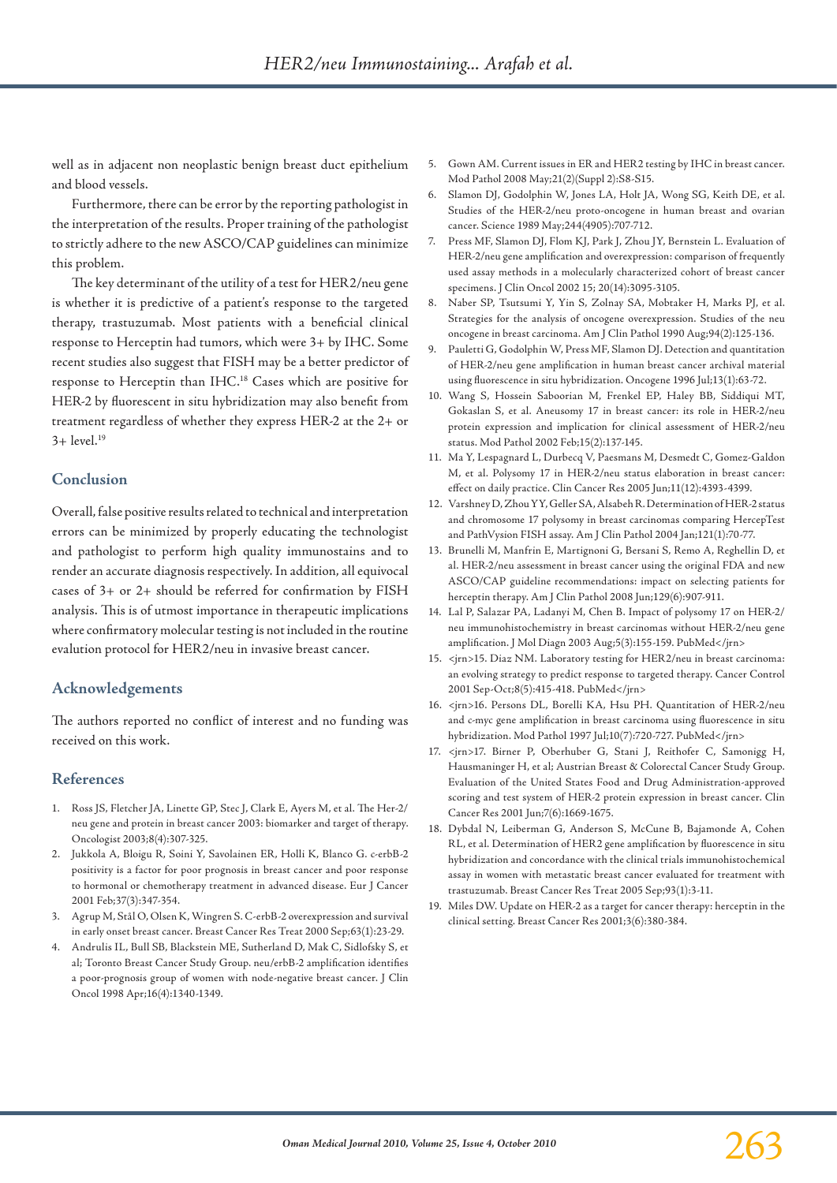well as in adjacent non neoplastic benign breast duct epithelium and blood vessels.

Furthermore, there can be error by the reporting pathologist in the interpretation of the results. Proper training of the pathologist to strictly adhere to the new ASCO/CAP guidelines can minimize this problem.

The key determinant of the utility of a test for HER2/neu gene is whether it is predictive of a patient's response to the targeted therapy, trastuzumab. Most patients with a beneficial clinical response to Herceptin had tumors, which were 3+ by IHC. Some recent studies also suggest that FISH may be a better predictor of response to Herceptin than IHC.[18] Cases which are positive for HER-2 by fluorescent in situ hybridization may also benefit from treatment regardless of whether they express HER-2 at the 2+ or 3+ level.[19]

## Conclusion

Overall, false positive results related to technical and interpretation errors can be minimized by properly educating the technologist and pathologist to perform high quality immunostains and to render an accurate diagnosis respectively. In addition, all equivocal cases of 3+ or 2+ should be referred for confirmation by FISH analysis. This is of utmost importance in therapeutic implications where confirmatory molecular testing is not included in the routine evalution protocol for HER2/neu in invasive breast cancer.

## Acknowledgements

The authors reported no conflict of interest and no funding was received on this work.

## References

1. Ross JS, Fletcher JA, Linette GP, Stec J, Clark E, Ayers M, et al. The Her-2/neu gene and protein in breast cancer 2003: biomarker and target of therapy. Oncologist 2003;8(4):307-325.
2. Jukkola A, Bloigu R, Soini Y, Savolainen ER, Holli K, Blanco G. c-erbB-2 positivity is a factor for poor prognosis in breast cancer and poor response to hormonal or chemotherapy treatment in advanced disease. Eur J Cancer 2001 Feb;37(3):347-354.
3. Agrup M, Stål O, Olsen K, Wingren S. C-erbB-2 overexpression and survival in early onset breast cancer. Breast Cancer Res Treat 2000 Sep;63(1):23-29.
4. Andrulis IL, Bull SB, Blackstein ME, Sutherland D, Mak C, Sidlofsky S, et al; Toronto Breast Cancer Study Group. neu/erbB-2 amplification identifies a poor-prognosis group of women with node-negative breast cancer. J Clin Oncol 1998 Apr;16(4):1340-1349.
5. Gown AM. Current issues in ER and HER2 testing by IHC in breast cancer. Mod Pathol 2008 May;21(2)(Suppl 2):S8-S15.
6. Slamon DJ, Godolphin W, Jones LA, Holt JA, Wong SG, Keith DE, et al. Studies of the HER-2/neu proto-oncogene in human breast and ovarian cancer. Science 1989 May;244(4905):707-712.
7. Press MF, Slamon DJ, Flom KJ, Park J, Zhou JY, Bernstein L. Evaluation of HER-2/neu gene amplification and overexpression: comparison of frequently used assay methods in a molecularly characterized cohort of breast cancer specimens. J Clin Oncol 2002 15; 20(14):3095-3105.
8. Naber SP, Tsutsumi Y, Yin S, Zolnay SA, Mobtaker H, Marks PJ, et al. Strategies for the analysis of oncogene overexpression. Studies of the neu oncogene in breast carcinoma. Am J Clin Pathol 1990 Aug;94(2):125-136.
9. Pauletti G, Godolphin W, Press MF, Slamon DJ. Detection and quantitation of HER-2/neu gene amplification in human breast cancer archival material using fluorescence in situ hybridization. Oncogene 1996 Jul;13(1):63-72.
10. Wang S, Hossein Saboorian M, Frenkel EP, Haley BB, Siddiqui MT, Gokaslan S, et al. Aneusomy 17 in breast cancer: its role in HER-2/neu protein expression and implication for clinical assessment of HER-2/neu status. Mod Pathol 2002 Feb;15(2):137-145.
11. Ma Y, Lespagnard L, Durbecq V, Paesmans M, Desmedt C, Gomez-Galdon M, et al. Polysomy 17 in HER-2/neu status elaboration in breast cancer: effect on daily practice. Clin Cancer Res 2005 Jun;11(12):4393-4399.
12. Varshney D, Zhou YY, Geller SA, Alsabeh R. Determination of HER-2 status and chromosome 17 polysomy in breast carcinomas comparing HercepTest and PathVysion FISH assay. Am J Clin Pathol 2004 Jan;121(1):70-77.
13. Brunelli M, Manfrin E, Martignoni G, Bersani S, Remo A, Reghellin D, et al. HER-2/neu assessment in breast cancer using the original FDA and new ASCO/CAP guideline recommendations: impact on selecting patients for herceptin therapy. Am J Clin Pathol 2008 Jun;129(6):907-911.
14. Lal P, Salazar PA, Ladanyi M, Chen B. Impact of polysomy 17 on HER-2/neu immunohistochemistry in breast carcinomas without HER-2/neu gene amplification. J Mol Diagn 2003 Aug;5(3):155-159. PubMed</jrn>
15. <jrn>15. Diaz NM. Laboratory testing for HER2/neu in breast carcinoma: an evolving strategy to predict response to targeted therapy. Cancer Control 2001 Sep-Oct;8(5):415-418. PubMed</jrn>
16. <jrn>16. Persons DL, Borelli KA, Hsu PH. Quantitation of HER-2/neu and c-myc gene amplification in breast carcinoma using fluorescence in situ hybridization. Mod Pathol 1997 Jul;10(7):720-727. PubMed</jrn>
17. <jrn>17. Birner P, Oberhuber G, Stani J, Reithofer C, Samonigg H, Hausmaninger H, et al; Austrian Breast & Colorectal Cancer Study Group. Evaluation of the United States Food and Drug Administration-approved scoring and test system of HER-2 protein expression in breast cancer. Clin Cancer Res 2001 Jun;7(6):1669-1675.
18. Dybdal N, Leiberman G, Anderson S, McCune B, Bajamonde A, Cohen RL, et al. Determination of HER2 gene amplification by fluorescence in situ hybridization and concordance with the clinical trials immunohistochemical assay in women with metastatic breast cancer evaluated for treatment with trastuzumab. Breast Cancer Res Treat 2005 Sep;93(1):3-11.
19. Miles DW. Update on HER-2 as a target for cancer therapy: herceptin in the clinical setting. Breast Cancer Res 2001;3(6):380-384.